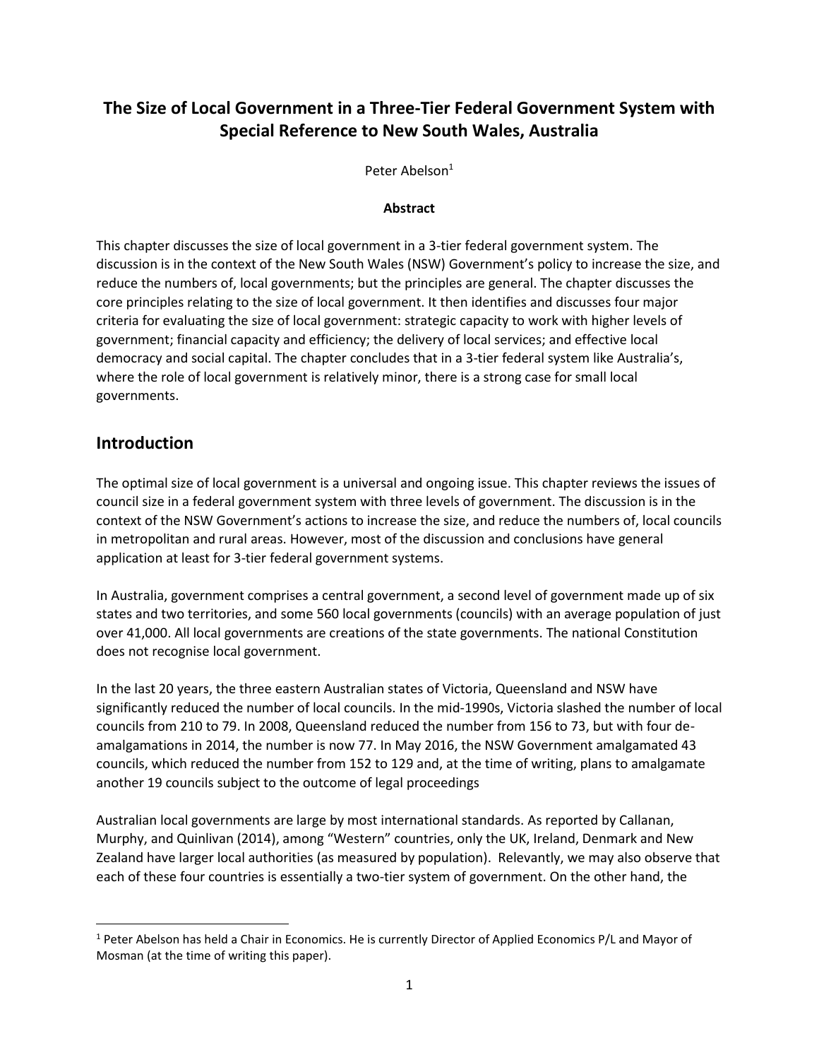# The Size of Local Government in a Three-Tier Federal Government System with Special Reference to New South Wales, Australia

Peter Abelson[1]

**Abstract**

This chapter discusses the size of local government in a 3-tier federal government system. The discussion is in the context of the New South Wales (NSW) Government's policy to increase the size, and reduce the numbers of, local governments; but the principles are general. The chapter discusses the core principles relating to the size of local government. It then identifies and discusses four major criteria for evaluating the size of local government: strategic capacity to work with higher levels of government; financial capacity and efficiency; the delivery of local services; and effective local democracy and social capital. The chapter concludes that in a 3-tier federal system like Australia's, where the role of local government is relatively minor, there is a strong case for small local governments.

## Introduction

The optimal size of local government is a universal and ongoing issue. This chapter reviews the issues of council size in a federal government system with three levels of government. The discussion is in the context of the NSW Government's actions to increase the size, and reduce the numbers of, local councils in metropolitan and rural areas. However, most of the discussion and conclusions have general application at least for 3-tier federal government systems.

In Australia, government comprises a central government, a second level of government made up of six states and two territories, and some 560 local governments (councils) with an average population of just over 41,000. All local governments are creations of the state governments. The national Constitution does not recognise local government.

In the last 20 years, the three eastern Australian states of Victoria, Queensland and NSW have significantly reduced the number of local councils. In the mid-1990s, Victoria slashed the number of local councils from 210 to 79. In 2008, Queensland reduced the number from 156 to 73, but with four de-amalgamations in 2014, the number is now 77. In May 2016, the NSW Government amalgamated 43 councils, which reduced the number from 152 to 129 and, at the time of writing, plans to amalgamate another 19 councils subject to the outcome of legal proceedings

Australian local governments are large by most international standards. As reported by Callanan, Murphy, and Quinlivan (2014), among "Western" countries, only the UK, Ireland, Denmark and New Zealand have larger local authorities (as measured by population). Relevantly, we may also observe that each of these four countries is essentially a two-tier system of government. On the other hand, the

[1] Peter Abelson has held a Chair in Economics. He is currently Director of Applied Economics P/L and Mayor of Mosman (at the time of writing this paper).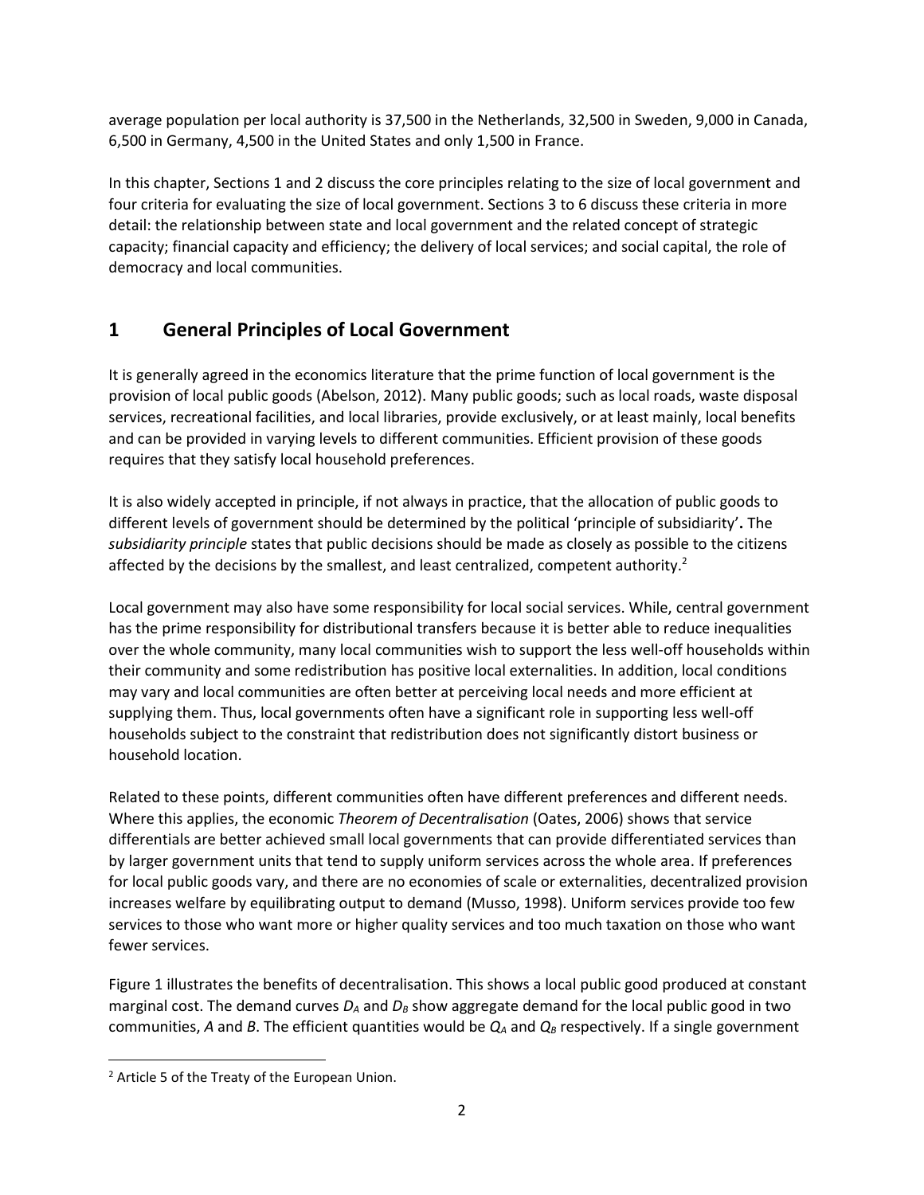average population per local authority is 37,500 in the Netherlands, 32,500 in Sweden, 9,000 in Canada, 6,500 in Germany, 4,500 in the United States and only 1,500 in France.

In this chapter, Sections 1 and 2 discuss the core principles relating to the size of local government and four criteria for evaluating the size of local government. Sections 3 to 6 discuss these criteria in more detail: the relationship between state and local government and the related concept of strategic capacity; financial capacity and efficiency; the delivery of local services; and social capital, the role of democracy and local communities.

## 1 General Principles of Local Government

It is generally agreed in the economics literature that the prime function of local government is the provision of local public goods (Abelson, 2012). Many public goods; such as local roads, waste disposal services, recreational facilities, and local libraries, provide exclusively, or at least mainly, local benefits and can be provided in varying levels to different communities. Efficient provision of these goods requires that they satisfy local household preferences.

It is also widely accepted in principle, if not always in practice, that the allocation of public goods to different levels of government should be determined by the political 'principle of subsidiarity'**.** The *subsidiarity principle* states that public decisions should be made as closely as possible to the citizens affected by the decisions by the smallest, and least centralized, competent authority.[2]

Local government may also have some responsibility for local social services. While, central government has the prime responsibility for distributional transfers because it is better able to reduce inequalities over the whole community, many local communities wish to support the less well-off households within their community and some redistribution has positive local externalities. In addition, local conditions may vary and local communities are often better at perceiving local needs and more efficient at supplying them. Thus, local governments often have a significant role in supporting less well-off households subject to the constraint that redistribution does not significantly distort business or household location.

Related to these points, different communities often have different preferences and different needs. Where this applies, the economic *Theorem of Decentralisation* (Oates, 2006) shows that service differentials are better achieved small local governments that can provide differentiated services than by larger government units that tend to supply uniform services across the whole area. If preferences for local public goods vary, and there are no economies of scale or externalities, decentralized provision increases welfare by equilibrating output to demand (Musso, 1998). Uniform services provide too few services to those who want more or higher quality services and too much taxation on those who want fewer services.

Figure 1 illustrates the benefits of decentralisation. This shows a local public good produced at constant marginal cost. The demand curves $D_A$ and $D_B$ show aggregate demand for the local public good in two communities, *A* and *B*. The efficient quantities would be $Q_A$ and $Q_B$ respectively. If a single government

---

[2] Article 5 of the Treaty of the European Union.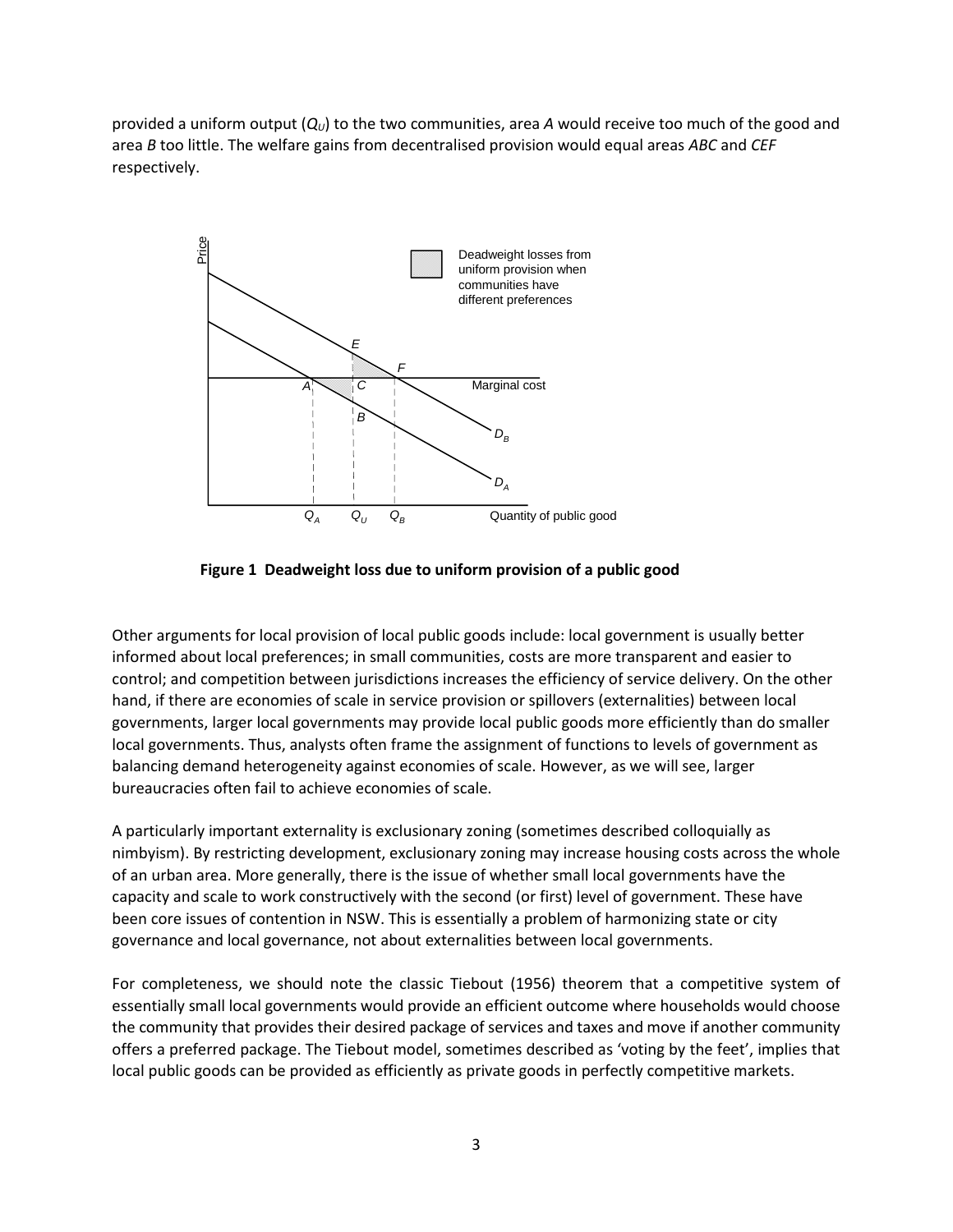provided a uniform output ($Q_U$) to the two communities, area *A* would receive too much of the good and area *B* too little. The welfare gains from decentralised provision would equal areas *ABC* and *CEF* respectively.

**Figure 1 Deadweight loss due to uniform provision of a public good**

Other arguments for local provision of local public goods include: local government is usually better informed about local preferences; in small communities, costs are more transparent and easier to control; and competition between jurisdictions increases the efficiency of service delivery. On the other hand, if there are economies of scale in service provision or spillovers (externalities) between local governments, larger local governments may provide local public goods more efficiently than do smaller local governments. Thus, analysts often frame the assignment of functions to levels of government as balancing demand heterogeneity against economies of scale. However, as we will see, larger bureaucracies often fail to achieve economies of scale.

A particularly important externality is exclusionary zoning (sometimes described colloquially as nimbyism). By restricting development, exclusionary zoning may increase housing costs across the whole of an urban area. More generally, there is the issue of whether small local governments have the capacity and scale to work constructively with the second (or first) level of government. These have been core issues of contention in NSW. This is essentially a problem of harmonizing state or city governance and local governance, not about externalities between local governments.

For completeness, we should note the classic Tiebout (1956) theorem that a competitive system of essentially small local governments would provide an efficient outcome where households would choose the community that provides their desired package of services and taxes and move if another community offers a preferred package. The Tiebout model, sometimes described as 'voting by the feet', implies that local public goods can be provided as efficiently as private goods in perfectly competitive markets.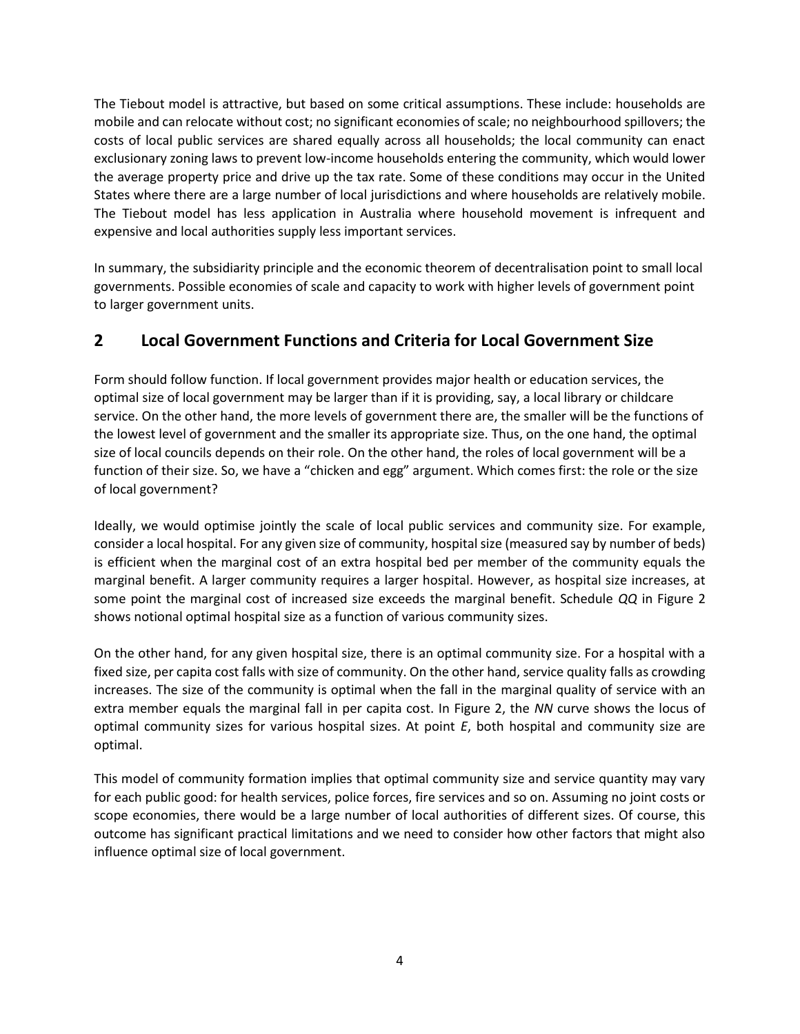The Tiebout model is attractive, but based on some critical assumptions. These include: households are mobile and can relocate without cost; no significant economies of scale; no neighbourhood spillovers; the costs of local public services are shared equally across all households; the local community can enact exclusionary zoning laws to prevent low-income households entering the community, which would lower the average property price and drive up the tax rate. Some of these conditions may occur in the United States where there are a large number of local jurisdictions and where households are relatively mobile. The Tiebout model has less application in Australia where household movement is infrequent and expensive and local authorities supply less important services.

In summary, the subsidiarity principle and the economic theorem of decentralisation point to small local governments. Possible economies of scale and capacity to work with higher levels of government point to larger government units.

## 2 Local Government Functions and Criteria for Local Government Size

Form should follow function. If local government provides major health or education services, the optimal size of local government may be larger than if it is providing, say, a local library or childcare service. On the other hand, the more levels of government there are, the smaller will be the functions of the lowest level of government and the smaller its appropriate size. Thus, on the one hand, the optimal size of local councils depends on their role. On the other hand, the roles of local government will be a function of their size. So, we have a "chicken and egg" argument. Which comes first: the role or the size of local government?

Ideally, we would optimise jointly the scale of local public services and community size. For example, consider a local hospital. For any given size of community, hospital size (measured say by number of beds) is efficient when the marginal cost of an extra hospital bed per member of the community equals the marginal benefit. A larger community requires a larger hospital. However, as hospital size increases, at some point the marginal cost of increased size exceeds the marginal benefit. Schedule *QQ* in Figure 2 shows notional optimal hospital size as a function of various community sizes.

On the other hand, for any given hospital size, there is an optimal community size. For a hospital with a fixed size, per capita cost falls with size of community. On the other hand, service quality falls as crowding increases. The size of the community is optimal when the fall in the marginal quality of service with an extra member equals the marginal fall in per capita cost. In Figure 2, the *NN* curve shows the locus of optimal community sizes for various hospital sizes. At point *E*, both hospital and community size are optimal.

This model of community formation implies that optimal community size and service quantity may vary for each public good: for health services, police forces, fire services and so on. Assuming no joint costs or scope economies, there would be a large number of local authorities of different sizes. Of course, this outcome has significant practical limitations and we need to consider how other factors that might also influence optimal size of local government.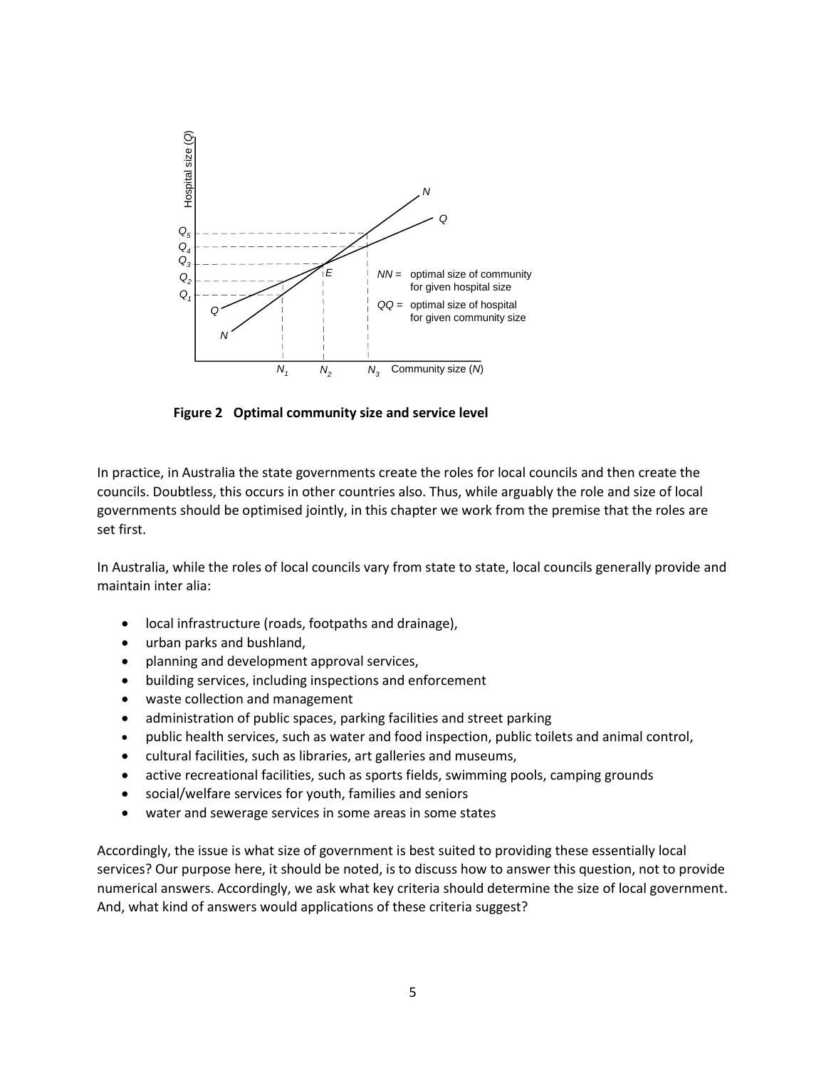**Figure 2 Optimal community size and service level**

In practice, in Australia the state governments create the roles for local councils and then create the councils. Doubtless, this occurs in other countries also. Thus, while arguably the role and size of local governments should be optimised jointly, in this chapter we work from the premise that the roles are set first.

In Australia, while the roles of local councils vary from state to state, local councils generally provide and maintain inter alia:

- local infrastructure (roads, footpaths and drainage),
- urban parks and bushland,
- planning and development approval services,
- building services, including inspections and enforcement
- waste collection and management
- administration of public spaces, parking facilities and street parking
- public health services, such as water and food inspection, public toilets and animal control,
- cultural facilities, such as libraries, art galleries and museums,
- active recreational facilities, such as sports fields, swimming pools, camping grounds
- social/welfare services for youth, families and seniors
- water and sewerage services in some areas in some states

Accordingly, the issue is what size of government is best suited to providing these essentially local services? Our purpose here, it should be noted, is to discuss how to answer this question, not to provide numerical answers. Accordingly, we ask what key criteria should determine the size of local government. And, what kind of answers would applications of these criteria suggest?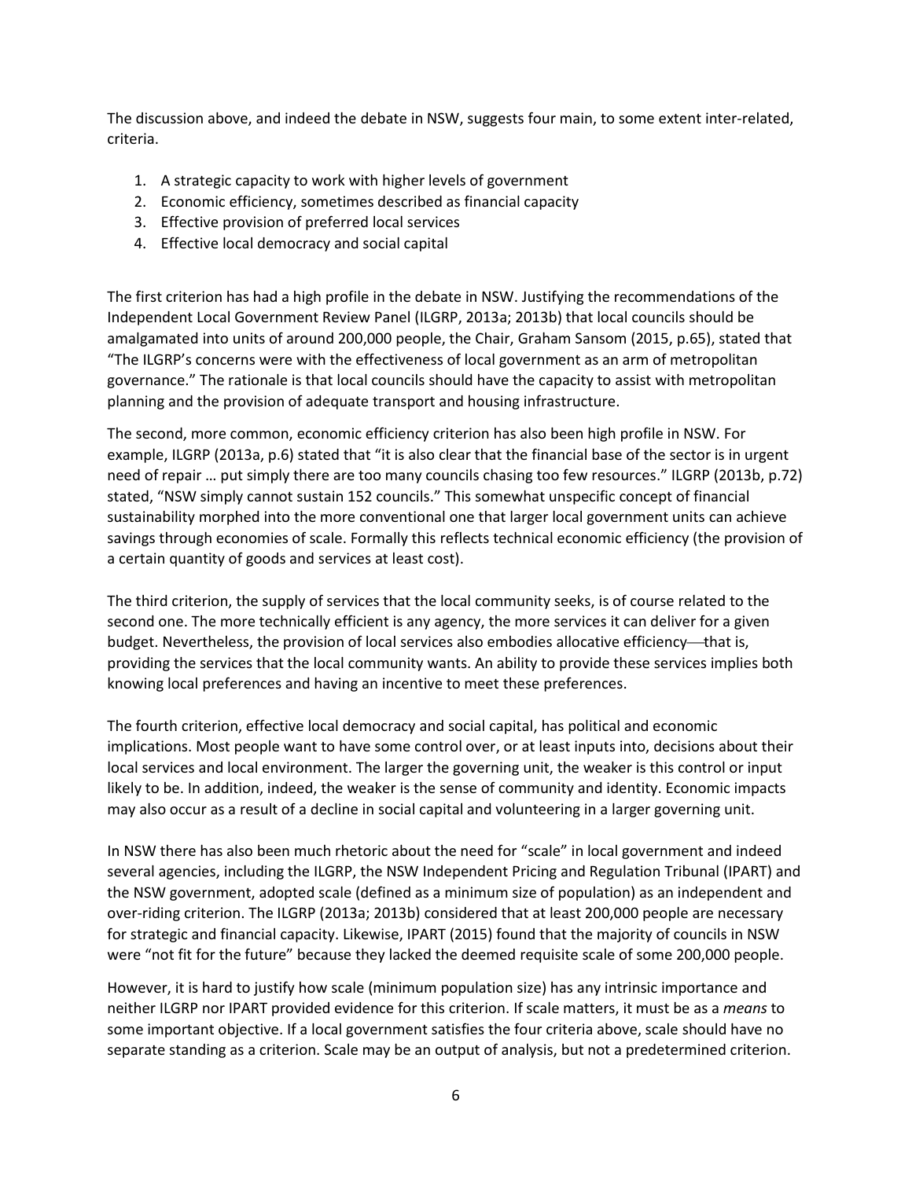The discussion above, and indeed the debate in NSW, suggests four main, to some extent inter-related, criteria.

1. A strategic capacity to work with higher levels of government
2. Economic efficiency, sometimes described as financial capacity
3. Effective provision of preferred local services
4. Effective local democracy and social capital

The first criterion has had a high profile in the debate in NSW. Justifying the recommendations of the Independent Local Government Review Panel (ILGRP, 2013a; 2013b) that local councils should be amalgamated into units of around 200,000 people, the Chair, Graham Sansom (2015, p.65), stated that "The ILGRP's concerns were with the effectiveness of local government as an arm of metropolitan governance." The rationale is that local councils should have the capacity to assist with metropolitan planning and the provision of adequate transport and housing infrastructure.

The second, more common, economic efficiency criterion has also been high profile in NSW. For example, ILGRP (2013a, p.6) stated that "it is also clear that the financial base of the sector is in urgent need of repair … put simply there are too many councils chasing too few resources." ILGRP (2013b, p.72) stated, "NSW simply cannot sustain 152 councils." This somewhat unspecific concept of financial sustainability morphed into the more conventional one that larger local government units can achieve savings through economies of scale. Formally this reflects technical economic efficiency (the provision of a certain quantity of goods and services at least cost).

The third criterion, the supply of services that the local community seeks, is of course related to the second one. The more technically efficient is any agency, the more services it can deliver for a given budget. Nevertheless, the provision of local services also embodies allocative efficiency—that is, providing the services that the local community wants. An ability to provide these services implies both knowing local preferences and having an incentive to meet these preferences.

The fourth criterion, effective local democracy and social capital, has political and economic implications. Most people want to have some control over, or at least inputs into, decisions about their local services and local environment. The larger the governing unit, the weaker is this control or input likely to be. In addition, indeed, the weaker is the sense of community and identity. Economic impacts may also occur as a result of a decline in social capital and volunteering in a larger governing unit.

In NSW there has also been much rhetoric about the need for "scale" in local government and indeed several agencies, including the ILGRP, the NSW Independent Pricing and Regulation Tribunal (IPART) and the NSW government, adopted scale (defined as a minimum size of population) as an independent and over-riding criterion. The ILGRP (2013a; 2013b) considered that at least 200,000 people are necessary for strategic and financial capacity. Likewise, IPART (2015) found that the majority of councils in NSW were "not fit for the future" because they lacked the deemed requisite scale of some 200,000 people.

However, it is hard to justify how scale (minimum population size) has any intrinsic importance and neither ILGRP nor IPART provided evidence for this criterion. If scale matters, it must be as a *means* to some important objective. If a local government satisfies the four criteria above, scale should have no separate standing as a criterion. Scale may be an output of analysis, but not a predetermined criterion.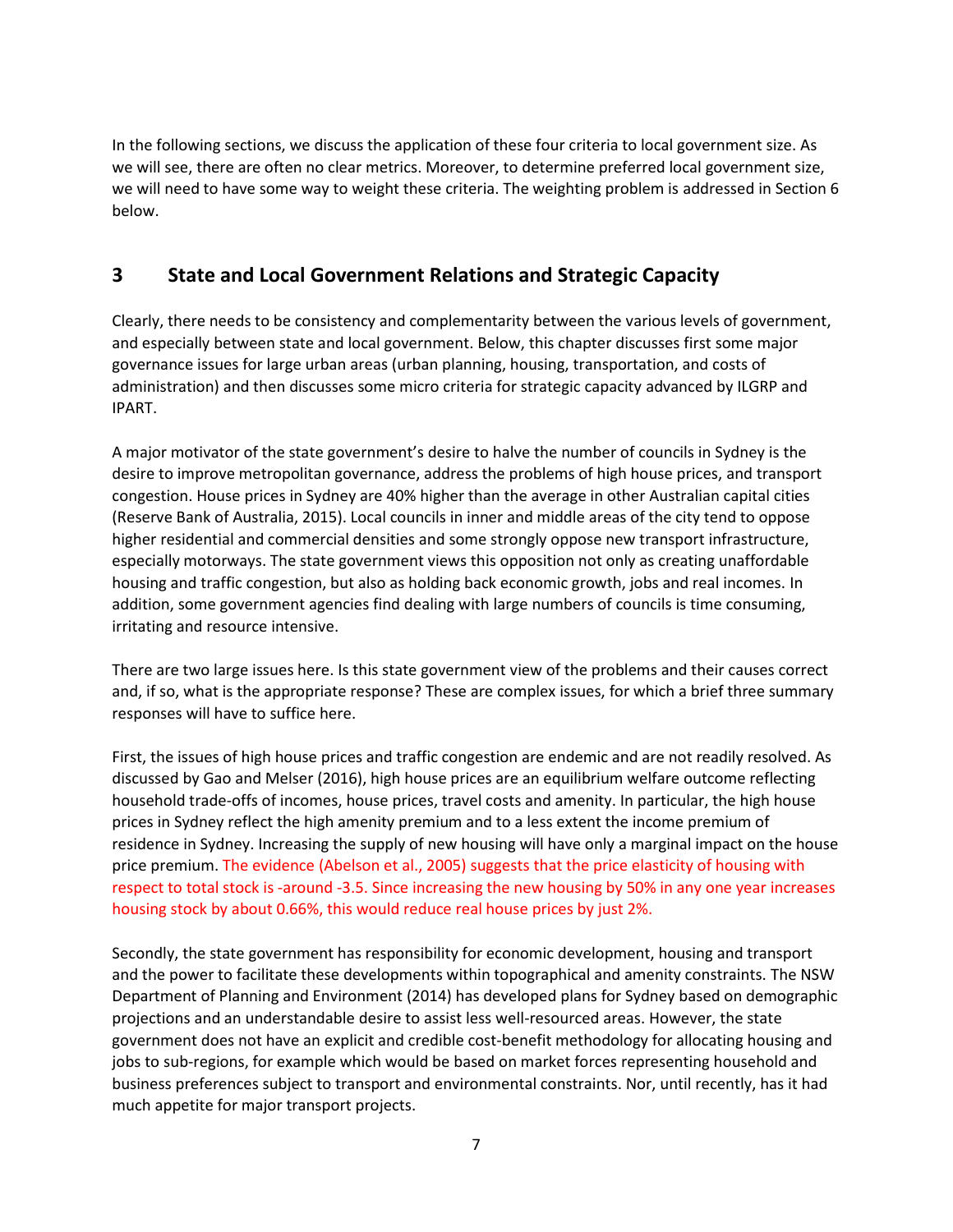In the following sections, we discuss the application of these four criteria to local government size. As we will see, there are often no clear metrics. Moreover, to determine preferred local government size, we will need to have some way to weight these criteria. The weighting problem is addressed in Section 6 below.

## 3 State and Local Government Relations and Strategic Capacity

Clearly, there needs to be consistency and complementarity between the various levels of government, and especially between state and local government. Below, this chapter discusses first some major governance issues for large urban areas (urban planning, housing, transportation, and costs of administration) and then discusses some micro criteria for strategic capacity advanced by ILGRP and IPART.

A major motivator of the state government's desire to halve the number of councils in Sydney is the desire to improve metropolitan governance, address the problems of high house prices, and transport congestion. House prices in Sydney are 40% higher than the average in other Australian capital cities (Reserve Bank of Australia, 2015). Local councils in inner and middle areas of the city tend to oppose higher residential and commercial densities and some strongly oppose new transport infrastructure, especially motorways. The state government views this opposition not only as creating unaffordable housing and traffic congestion, but also as holding back economic growth, jobs and real incomes. In addition, some government agencies find dealing with large numbers of councils is time consuming, irritating and resource intensive.

There are two large issues here. Is this state government view of the problems and their causes correct and, if so, what is the appropriate response? These are complex issues, for which a brief three summary responses will have to suffice here.

First, the issues of high house prices and traffic congestion are endemic and are not readily resolved. As discussed by Gao and Melser (2016), high house prices are an equilibrium welfare outcome reflecting household trade-offs of incomes, house prices, travel costs and amenity. In particular, the high house prices in Sydney reflect the high amenity premium and to a less extent the income premium of residence in Sydney. Increasing the supply of new housing will have only a marginal impact on the house price premium. The evidence (Abelson et al., 2005) suggests that the price elasticity of housing with respect to total stock is -around -3.5. Since increasing the new housing by 50% in any one year increases housing stock by about 0.66%, this would reduce real house prices by just 2%.

Secondly, the state government has responsibility for economic development, housing and transport and the power to facilitate these developments within topographical and amenity constraints. The NSW Department of Planning and Environment (2014) has developed plans for Sydney based on demographic projections and an understandable desire to assist less well-resourced areas. However, the state government does not have an explicit and credible cost-benefit methodology for allocating housing and jobs to sub-regions, for example which would be based on market forces representing household and business preferences subject to transport and environmental constraints. Nor, until recently, has it had much appetite for major transport projects.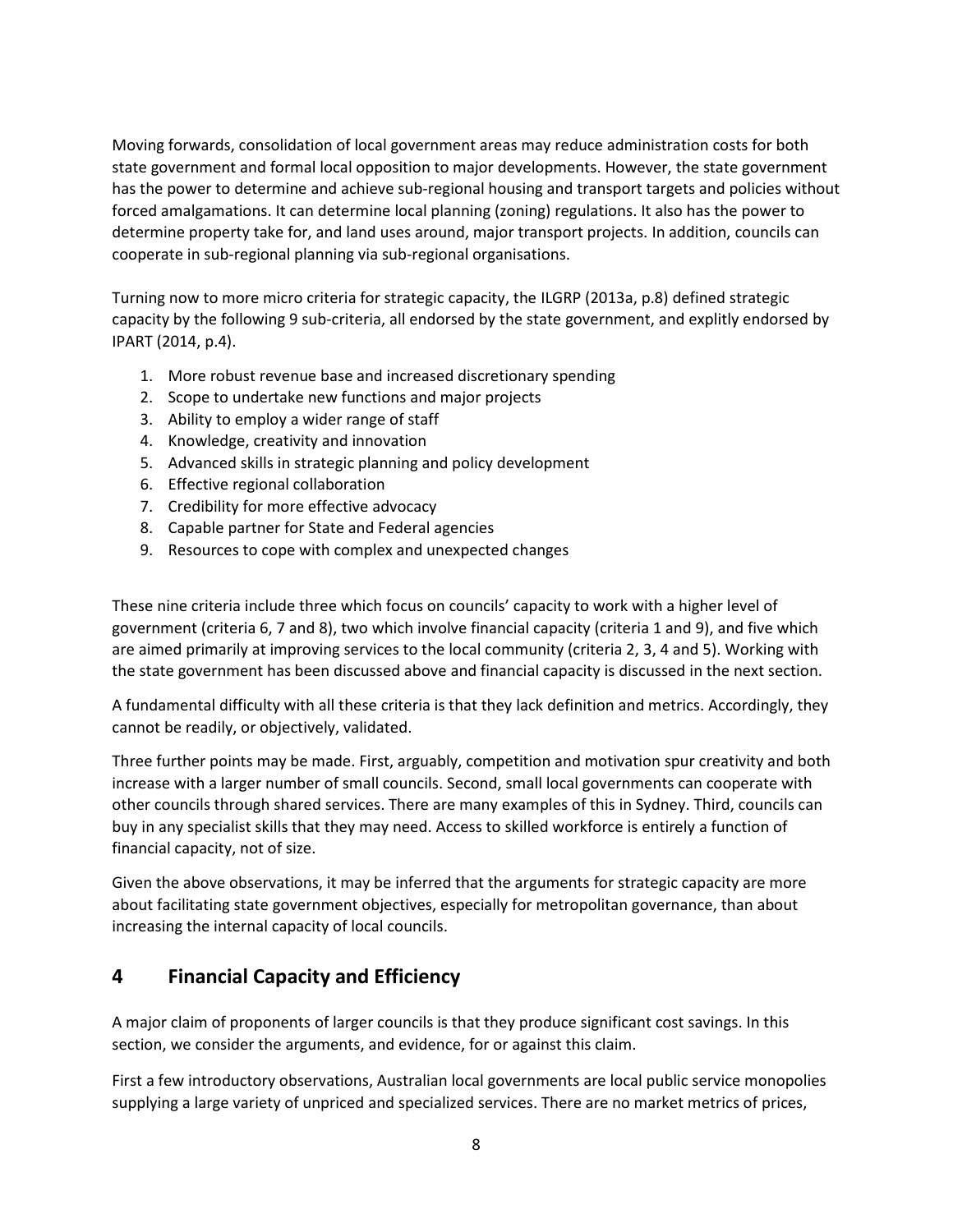Moving forwards, consolidation of local government areas may reduce administration costs for both state government and formal local opposition to major developments. However, the state government has the power to determine and achieve sub-regional housing and transport targets and policies without forced amalgamations. It can determine local planning (zoning) regulations. It also has the power to determine property take for, and land uses around, major transport projects. In addition, councils can cooperate in sub-regional planning via sub-regional organisations.

Turning now to more micro criteria for strategic capacity, the ILGRP (2013a, p.8) defined strategic capacity by the following 9 sub-criteria, all endorsed by the state government, and explitly endorsed by IPART (2014, p.4).

1. More robust revenue base and increased discretionary spending
2. Scope to undertake new functions and major projects
3. Ability to employ a wider range of staff
4. Knowledge, creativity and innovation
5. Advanced skills in strategic planning and policy development
6. Effective regional collaboration
7. Credibility for more effective advocacy
8. Capable partner for State and Federal agencies
9. Resources to cope with complex and unexpected changes

These nine criteria include three which focus on councils' capacity to work with a higher level of government (criteria 6, 7 and 8), two which involve financial capacity (criteria 1 and 9), and five which are aimed primarily at improving services to the local community (criteria 2, 3, 4 and 5). Working with the state government has been discussed above and financial capacity is discussed in the next section.

A fundamental difficulty with all these criteria is that they lack definition and metrics. Accordingly, they cannot be readily, or objectively, validated.

Three further points may be made. First, arguably, competition and motivation spur creativity and both increase with a larger number of small councils. Second, small local governments can cooperate with other councils through shared services. There are many examples of this in Sydney. Third, councils can buy in any specialist skills that they may need. Access to skilled workforce is entirely a function of financial capacity, not of size.

Given the above observations, it may be inferred that the arguments for strategic capacity are more about facilitating state government objectives, especially for metropolitan governance, than about increasing the internal capacity of local councils.

## 4 Financial Capacity and Efficiency

A major claim of proponents of larger councils is that they produce significant cost savings. In this section, we consider the arguments, and evidence, for or against this claim.

First a few introductory observations, Australian local governments are local public service monopolies supplying a large variety of unpriced and specialized services. There are no market metrics of prices,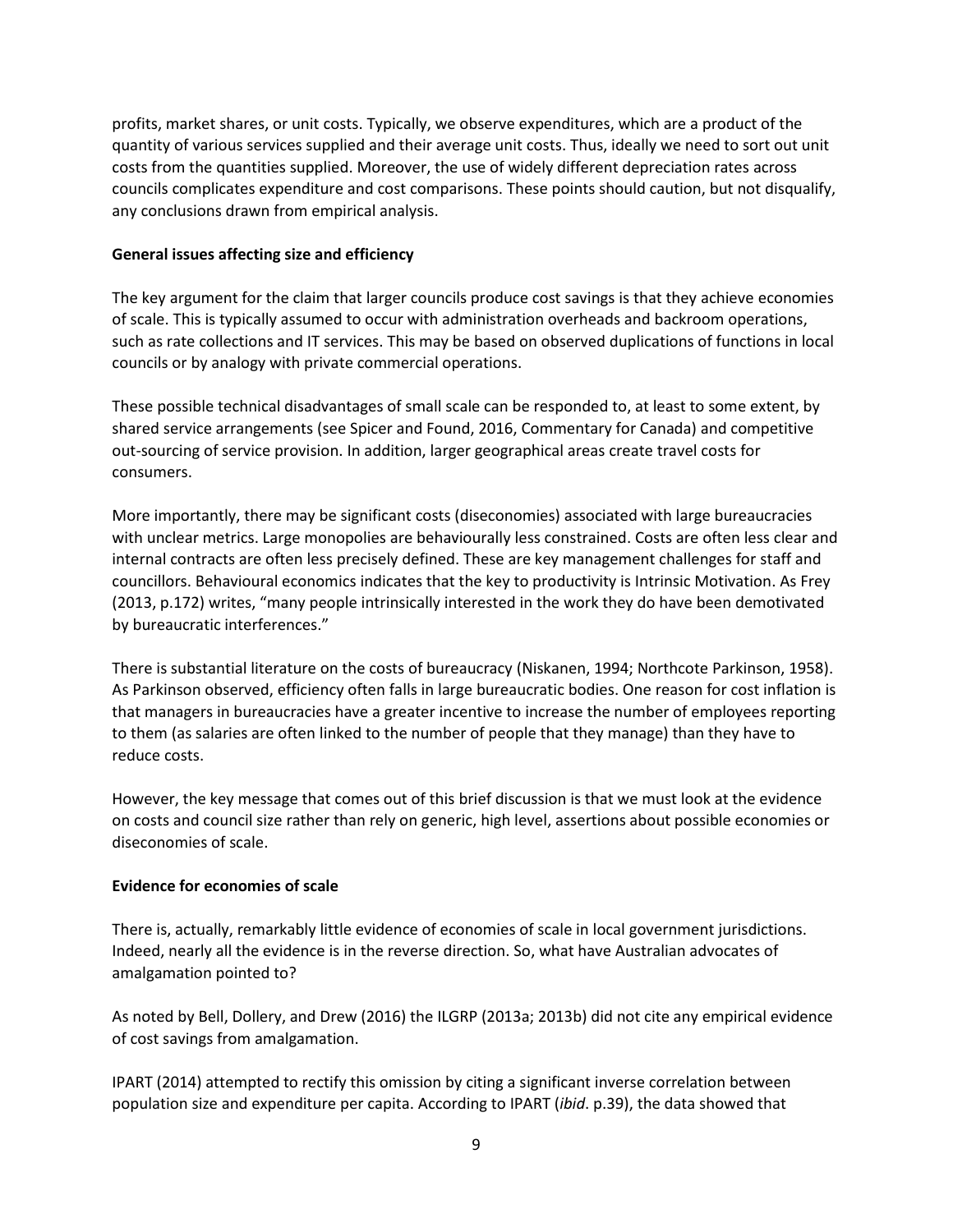profits, market shares, or unit costs. Typically, we observe expenditures, which are a product of the quantity of various services supplied and their average unit costs. Thus, ideally we need to sort out unit costs from the quantities supplied. Moreover, the use of widely different depreciation rates across councils complicates expenditure and cost comparisons. These points should caution, but not disqualify, any conclusions drawn from empirical analysis.

**General issues affecting size and efficiency**

The key argument for the claim that larger councils produce cost savings is that they achieve economies of scale. This is typically assumed to occur with administration overheads and backroom operations, such as rate collections and IT services. This may be based on observed duplications of functions in local councils or by analogy with private commercial operations.

These possible technical disadvantages of small scale can be responded to, at least to some extent, by shared service arrangements (see Spicer and Found, 2016, Commentary for Canada) and competitive out-sourcing of service provision. In addition, larger geographical areas create travel costs for consumers.

More importantly, there may be significant costs (diseconomies) associated with large bureaucracies with unclear metrics. Large monopolies are behaviourally less constrained. Costs are often less clear and internal contracts are often less precisely defined. These are key management challenges for staff and councillors. Behavioural economics indicates that the key to productivity is Intrinsic Motivation. As Frey (2013, p.172) writes, "many people intrinsically interested in the work they do have been demotivated by bureaucratic interferences."

There is substantial literature on the costs of bureaucracy (Niskanen, 1994; Northcote Parkinson, 1958). As Parkinson observed, efficiency often falls in large bureaucratic bodies. One reason for cost inflation is that managers in bureaucracies have a greater incentive to increase the number of employees reporting to them (as salaries are often linked to the number of people that they manage) than they have to reduce costs.

However, the key message that comes out of this brief discussion is that we must look at the evidence on costs and council size rather than rely on generic, high level, assertions about possible economies or diseconomies of scale.

**Evidence for economies of scale**

There is, actually, remarkably little evidence of economies of scale in local government jurisdictions. Indeed, nearly all the evidence is in the reverse direction. So, what have Australian advocates of amalgamation pointed to?

As noted by Bell, Dollery, and Drew (2016) the ILGRP (2013a; 2013b) did not cite any empirical evidence of cost savings from amalgamation.

IPART (2014) attempted to rectify this omission by citing a significant inverse correlation between population size and expenditure per capita. According to IPART (*ibid*. p.39), the data showed that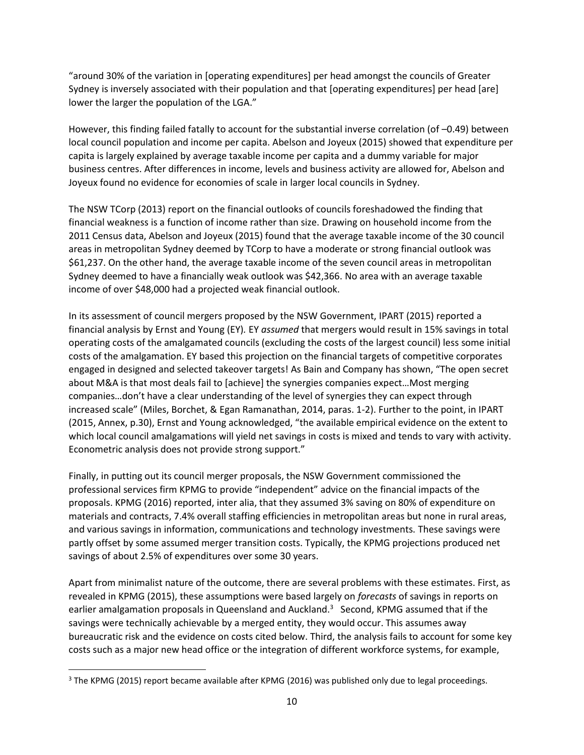"around 30% of the variation in [operating expenditures] per head amongst the councils of Greater Sydney is inversely associated with their population and that [operating expenditures] per head [are] lower the larger the population of the LGA."

However, this finding failed fatally to account for the substantial inverse correlation (of –0.49) between local council population and income per capita. Abelson and Joyeux (2015) showed that expenditure per capita is largely explained by average taxable income per capita and a dummy variable for major business centres. After differences in income, levels and business activity are allowed for, Abelson and Joyeux found no evidence for economies of scale in larger local councils in Sydney.

The NSW TCorp (2013) report on the financial outlooks of councils foreshadowed the finding that financial weakness is a function of income rather than size. Drawing on household income from the 2011 Census data, Abelson and Joyeux (2015) found that the average taxable income of the 30 council areas in metropolitan Sydney deemed by TCorp to have a moderate or strong financial outlook was $61,237. On the other hand, the average taxable income of the seven council areas in metropolitan Sydney deemed to have a financially weak outlook was $42,366. No area with an average taxable income of over $48,000 had a projected weak financial outlook.

In its assessment of council mergers proposed by the NSW Government, IPART (2015) reported a financial analysis by Ernst and Young (EY). EY *assumed* that mergers would result in 15% savings in total operating costs of the amalgamated councils (excluding the costs of the largest council) less some initial costs of the amalgamation. EY based this projection on the financial targets of competitive corporates engaged in designed and selected takeover targets! As Bain and Company has shown, "The open secret about M&A is that most deals fail to [achieve] the synergies companies expect…Most merging companies…don't have a clear understanding of the level of synergies they can expect through increased scale" (Miles, Borchet, & Egan Ramanathan, 2014, paras. 1-2). Further to the point, in IPART (2015, Annex, p.30), Ernst and Young acknowledged, "the available empirical evidence on the extent to which local council amalgamations will yield net savings in costs is mixed and tends to vary with activity. Econometric analysis does not provide strong support."

Finally, in putting out its council merger proposals, the NSW Government commissioned the professional services firm KPMG to provide "independent" advice on the financial impacts of the proposals. KPMG (2016) reported, inter alia, that they assumed 3% saving on 80% of expenditure on materials and contracts, 7.4% overall staffing efficiencies in metropolitan areas but none in rural areas, and various savings in information, communications and technology investments. These savings were partly offset by some assumed merger transition costs. Typically, the KPMG projections produced net savings of about 2.5% of expenditures over some 30 years.

Apart from minimalist nature of the outcome, there are several problems with these estimates. First, as revealed in KPMG (2015), these assumptions were based largely on *forecasts* of savings in reports on earlier amalgamation proposals in Queensland and Auckland.[3] Second, KPMG assumed that if the savings were technically achievable by a merged entity, they would occur. This assumes away bureaucratic risk and the evidence on costs cited below. Third, the analysis fails to account for some key costs such as a major new head office or the integration of different workforce systems, for example,

[3] The KPMG (2015) report became available after KPMG (2016) was published only due to legal proceedings.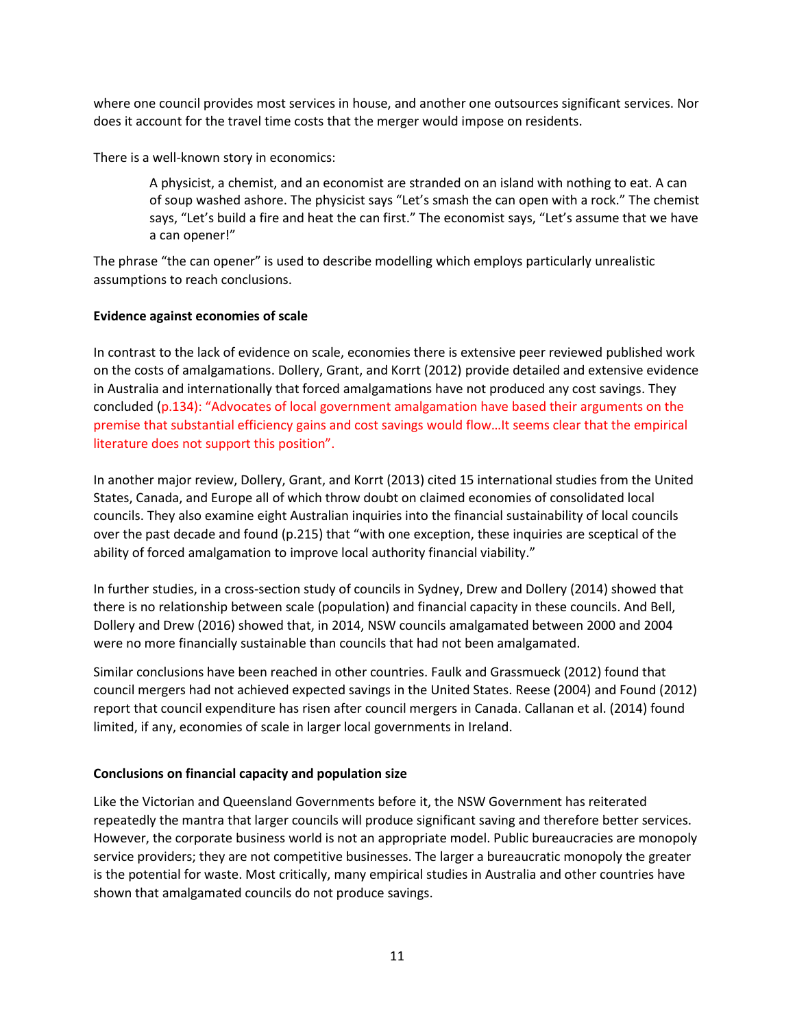where one council provides most services in house, and another one outsources significant services. Nor does it account for the travel time costs that the merger would impose on residents.

There is a well-known story in economics:

> A physicist, a chemist, and an economist are stranded on an island with nothing to eat. A can of soup washed ashore. The physicist says "Let's smash the can open with a rock." The chemist says, "Let's build a fire and heat the can first." The economist says, "Let's assume that we have a can opener!"

The phrase "the can opener" is used to describe modelling which employs particularly unrealistic assumptions to reach conclusions.

**Evidence against economies of scale**

In contrast to the lack of evidence on scale, economies there is extensive peer reviewed published work on the costs of amalgamations. Dollery, Grant, and Korrt (2012) provide detailed and extensive evidence in Australia and internationally that forced amalgamations have not produced any cost savings. They concluded (p.134): "Advocates of local government amalgamation have based their arguments on the premise that substantial efficiency gains and cost savings would flow…It seems clear that the empirical literature does not support this position".

In another major review, Dollery, Grant, and Korrt (2013) cited 15 international studies from the United States, Canada, and Europe all of which throw doubt on claimed economies of consolidated local councils. They also examine eight Australian inquiries into the financial sustainability of local councils over the past decade and found (p.215) that "with one exception, these inquiries are sceptical of the ability of forced amalgamation to improve local authority financial viability."

In further studies, in a cross-section study of councils in Sydney, Drew and Dollery (2014) showed that there is no relationship between scale (population) and financial capacity in these councils. And Bell, Dollery and Drew (2016) showed that, in 2014, NSW councils amalgamated between 2000 and 2004 were no more financially sustainable than councils that had not been amalgamated.

Similar conclusions have been reached in other countries. Faulk and Grassmueck (2012) found that council mergers had not achieved expected savings in the United States. Reese (2004) and Found (2012) report that council expenditure has risen after council mergers in Canada. Callanan et al. (2014) found limited, if any, economies of scale in larger local governments in Ireland.

**Conclusions on financial capacity and population size**

Like the Victorian and Queensland Governments before it, the NSW Government has reiterated repeatedly the mantra that larger councils will produce significant saving and therefore better services. However, the corporate business world is not an appropriate model. Public bureaucracies are monopoly service providers; they are not competitive businesses. The larger a bureaucratic monopoly the greater is the potential for waste. Most critically, many empirical studies in Australia and other countries have shown that amalgamated councils do not produce savings.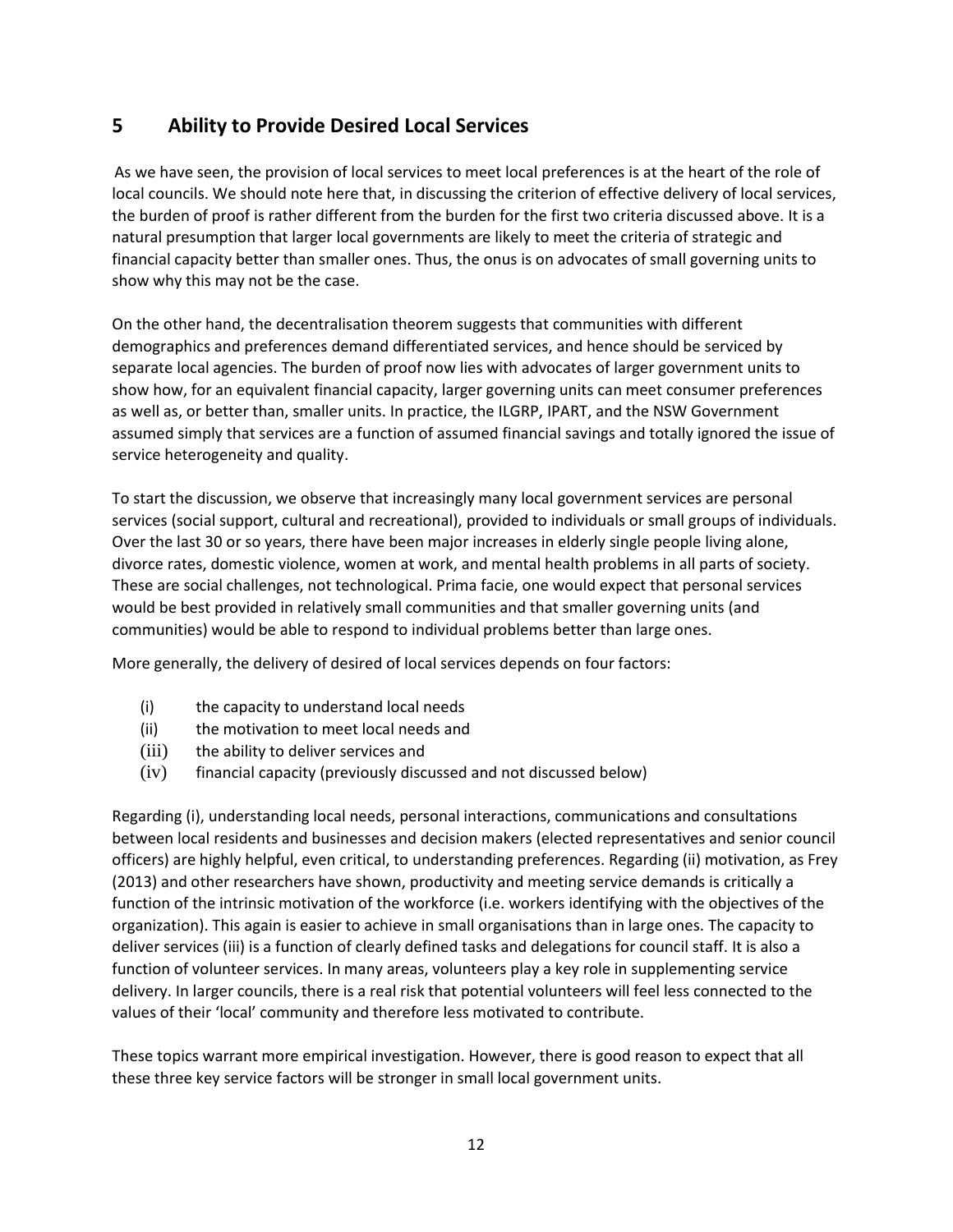## 5 Ability to Provide Desired Local Services

As we have seen, the provision of local services to meet local preferences is at the heart of the role of local councils. We should note here that, in discussing the criterion of effective delivery of local services, the burden of proof is rather different from the burden for the first two criteria discussed above. It is a natural presumption that larger local governments are likely to meet the criteria of strategic and financial capacity better than smaller ones. Thus, the onus is on advocates of small governing units to show why this may not be the case.

On the other hand, the decentralisation theorem suggests that communities with different demographics and preferences demand differentiated services, and hence should be serviced by separate local agencies. The burden of proof now lies with advocates of larger government units to show how, for an equivalent financial capacity, larger governing units can meet consumer preferences as well as, or better than, smaller units. In practice, the ILGRP, IPART, and the NSW Government assumed simply that services are a function of assumed financial savings and totally ignored the issue of service heterogeneity and quality.

To start the discussion, we observe that increasingly many local government services are personal services (social support, cultural and recreational), provided to individuals or small groups of individuals. Over the last 30 or so years, there have been major increases in elderly single people living alone, divorce rates, domestic violence, women at work, and mental health problems in all parts of society. These are social challenges, not technological. Prima facie, one would expect that personal services would be best provided in relatively small communities and that smaller governing units (and communities) would be able to respond to individual problems better than large ones.

More generally, the delivery of desired of local services depends on four factors:

(i) the capacity to understand local needs
(ii) the motivation to meet local needs and
(iii) the ability to deliver services and
(iv) financial capacity (previously discussed and not discussed below)

Regarding (i), understanding local needs, personal interactions, communications and consultations between local residents and businesses and decision makers (elected representatives and senior council officers) are highly helpful, even critical, to understanding preferences. Regarding (ii) motivation, as Frey (2013) and other researchers have shown, productivity and meeting service demands is critically a function of the intrinsic motivation of the workforce (i.e. workers identifying with the objectives of the organization). This again is easier to achieve in small organisations than in large ones. The capacity to deliver services (iii) is a function of clearly defined tasks and delegations for council staff. It is also a function of volunteer services. In many areas, volunteers play a key role in supplementing service delivery. In larger councils, there is a real risk that potential volunteers will feel less connected to the values of their 'local' community and therefore less motivated to contribute.

These topics warrant more empirical investigation. However, there is good reason to expect that all these three key service factors will be stronger in small local government units.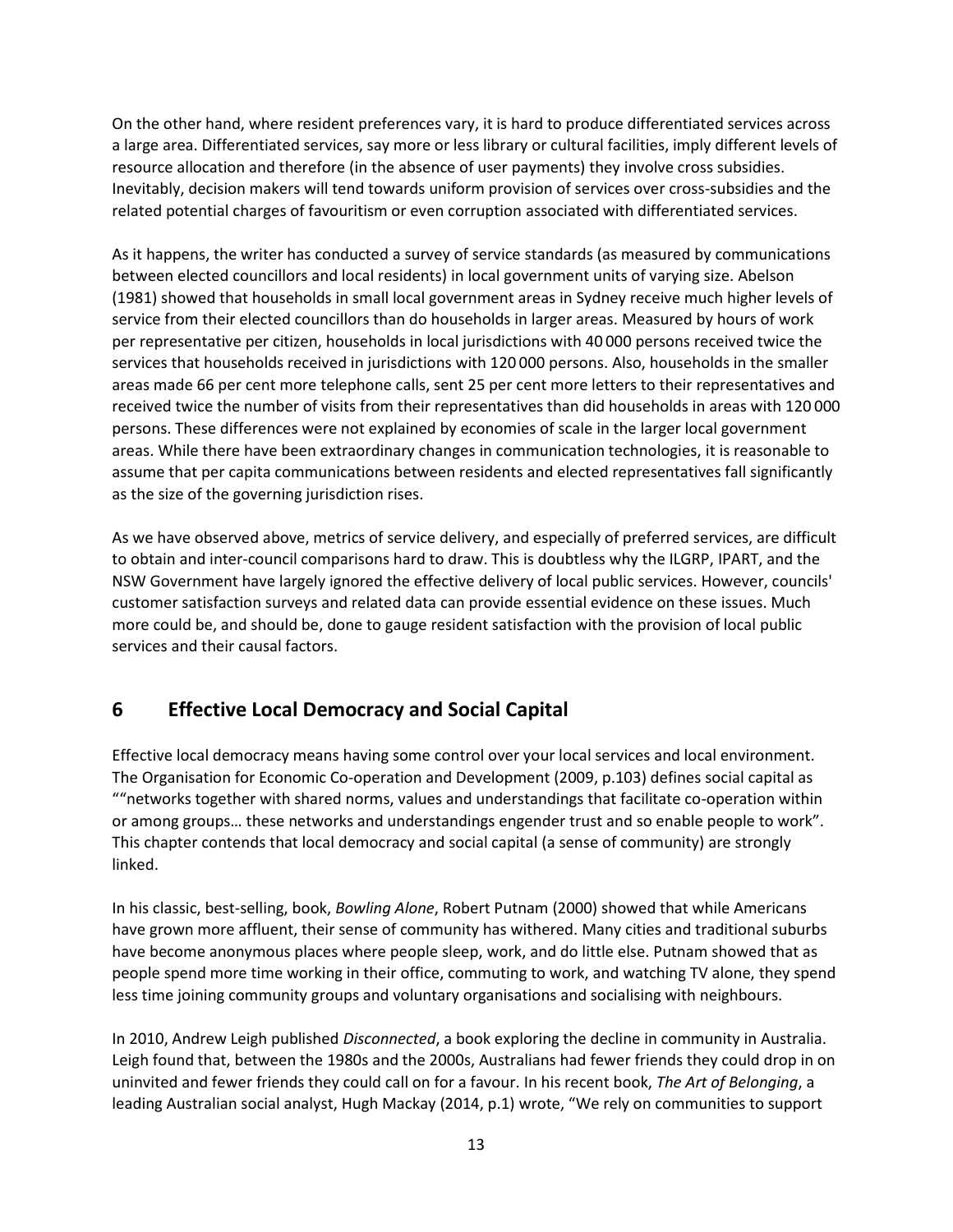On the other hand, where resident preferences vary, it is hard to produce differentiated services across a large area. Differentiated services, say more or less library or cultural facilities, imply different levels of resource allocation and therefore (in the absence of user payments) they involve cross subsidies. Inevitably, decision makers will tend towards uniform provision of services over cross-subsidies and the related potential charges of favouritism or even corruption associated with differentiated services.

As it happens, the writer has conducted a survey of service standards (as measured by communications between elected councillors and local residents) in local government units of varying size. Abelson (1981) showed that households in small local government areas in Sydney receive much higher levels of service from their elected councillors than do households in larger areas. Measured by hours of work per representative per citizen, households in local jurisdictions with 40 000 persons received twice the services that households received in jurisdictions with 120 000 persons. Also, households in the smaller areas made 66 per cent more telephone calls, sent 25 per cent more letters to their representatives and received twice the number of visits from their representatives than did households in areas with 120 000 persons. These differences were not explained by economies of scale in the larger local government areas. While there have been extraordinary changes in communication technologies, it is reasonable to assume that per capita communications between residents and elected representatives fall significantly as the size of the governing jurisdiction rises.

As we have observed above, metrics of service delivery, and especially of preferred services, are difficult to obtain and inter-council comparisons hard to draw. This is doubtless why the ILGRP, IPART, and the NSW Government have largely ignored the effective delivery of local public services. However, councils' customer satisfaction surveys and related data can provide essential evidence on these issues. Much more could be, and should be, done to gauge resident satisfaction with the provision of local public services and their causal factors.

## 6 Effective Local Democracy and Social Capital

Effective local democracy means having some control over your local services and local environment. The Organisation for Economic Co-operation and Development (2009, p.103) defines social capital as ""networks together with shared norms, values and understandings that facilitate co-operation within or among groups… these networks and understandings engender trust and so enable people to work". This chapter contends that local democracy and social capital (a sense of community) are strongly linked.

In his classic, best-selling, book, *Bowling Alone*, Robert Putnam (2000) showed that while Americans have grown more affluent, their sense of community has withered. Many cities and traditional suburbs have become anonymous places where people sleep, work, and do little else. Putnam showed that as people spend more time working in their office, commuting to work, and watching TV alone, they spend less time joining community groups and voluntary organisations and socialising with neighbours.

In 2010, Andrew Leigh published *Disconnected*, a book exploring the decline in community in Australia. Leigh found that, between the 1980s and the 2000s, Australians had fewer friends they could drop in on uninvited and fewer friends they could call on for a favour. In his recent book, *The Art of Belonging*, a leading Australian social analyst, Hugh Mackay (2014, p.1) wrote, "We rely on communities to support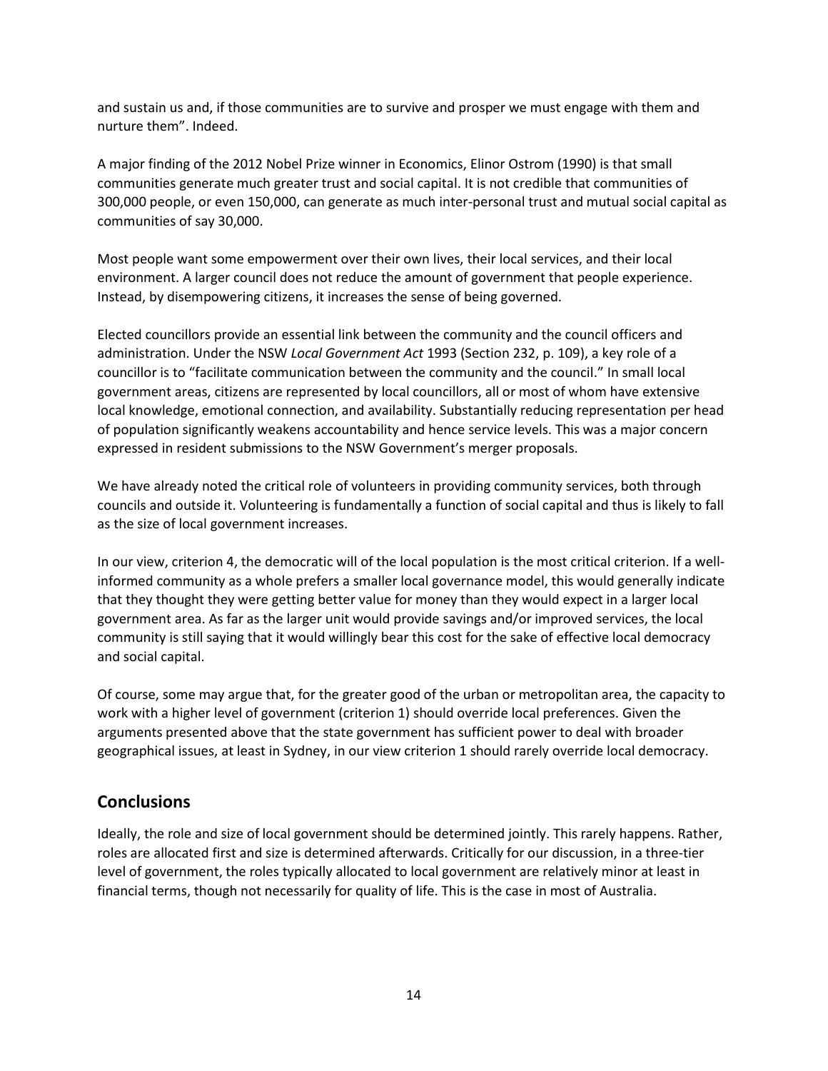and sustain us and, if those communities are to survive and prosper we must engage with them and nurture them". Indeed.

A major finding of the 2012 Nobel Prize winner in Economics, Elinor Ostrom (1990) is that small communities generate much greater trust and social capital. It is not credible that communities of 300,000 people, or even 150,000, can generate as much inter-personal trust and mutual social capital as communities of say 30,000.

Most people want some empowerment over their own lives, their local services, and their local environment. A larger council does not reduce the amount of government that people experience. Instead, by disempowering citizens, it increases the sense of being governed.

Elected councillors provide an essential link between the community and the council officers and administration. Under the NSW *Local Government Act* 1993 (Section 232, p. 109), a key role of a councillor is to "facilitate communication between the community and the council." In small local government areas, citizens are represented by local councillors, all or most of whom have extensive local knowledge, emotional connection, and availability. Substantially reducing representation per head of population significantly weakens accountability and hence service levels. This was a major concern expressed in resident submissions to the NSW Government's merger proposals.

We have already noted the critical role of volunteers in providing community services, both through councils and outside it. Volunteering is fundamentally a function of social capital and thus is likely to fall as the size of local government increases.

In our view, criterion 4, the democratic will of the local population is the most critical criterion. If a well-informed community as a whole prefers a smaller local governance model, this would generally indicate that they thought they were getting better value for money than they would expect in a larger local government area. As far as the larger unit would provide savings and/or improved services, the local community is still saying that it would willingly bear this cost for the sake of effective local democracy and social capital.

Of course, some may argue that, for the greater good of the urban or metropolitan area, the capacity to work with a higher level of government (criterion 1) should override local preferences. Given the arguments presented above that the state government has sufficient power to deal with broader geographical issues, at least in Sydney, in our view criterion 1 should rarely override local democracy.

## Conclusions

Ideally, the role and size of local government should be determined jointly. This rarely happens. Rather, roles are allocated first and size is determined afterwards. Critically for our discussion, in a three-tier level of government, the roles typically allocated to local government are relatively minor at least in financial terms, though not necessarily for quality of life. This is the case in most of Australia.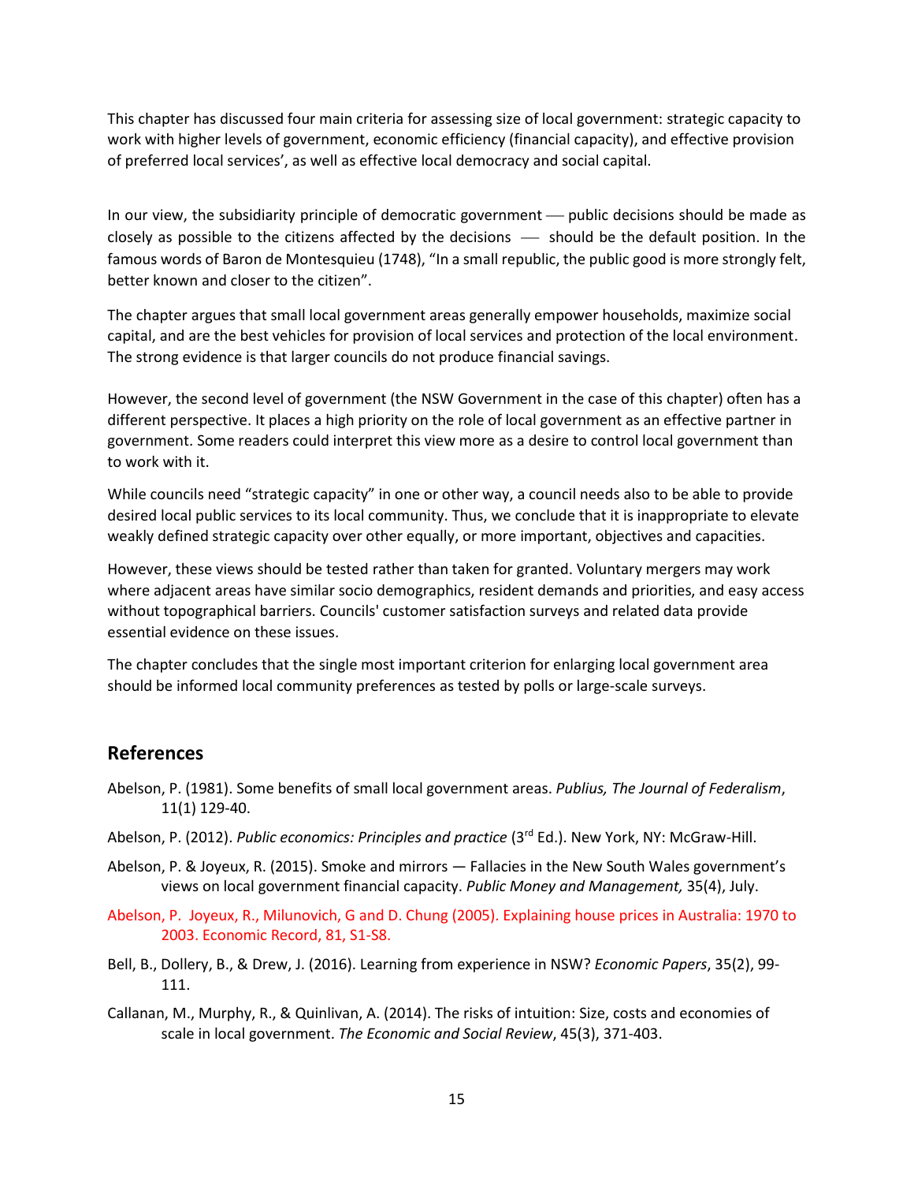This chapter has discussed four main criteria for assessing size of local government: strategic capacity to work with higher levels of government, economic efficiency (financial capacity), and effective provision of preferred local services', as well as effective local democracy and social capital.

In our view, the subsidiarity principle of democratic government — public decisions should be made as closely as possible to the citizens affected by the decisions — should be the default position. In the famous words of Baron de Montesquieu (1748), "In a small republic, the public good is more strongly felt, better known and closer to the citizen".

The chapter argues that small local government areas generally empower households, maximize social capital, and are the best vehicles for provision of local services and protection of the local environment. The strong evidence is that larger councils do not produce financial savings.

However, the second level of government (the NSW Government in the case of this chapter) often has a different perspective. It places a high priority on the role of local government as an effective partner in government. Some readers could interpret this view more as a desire to control local government than to work with it.

While councils need "strategic capacity" in one or other way, a council needs also to be able to provide desired local public services to its local community. Thus, we conclude that it is inappropriate to elevate weakly defined strategic capacity over other equally, or more important, objectives and capacities.

However, these views should be tested rather than taken for granted. Voluntary mergers may work where adjacent areas have similar socio demographics, resident demands and priorities, and easy access without topographical barriers. Councils' customer satisfaction surveys and related data provide essential evidence on these issues.

The chapter concludes that the single most important criterion for enlarging local government area should be informed local community preferences as tested by polls or large-scale surveys.

## References

Abelson, P. (1981). Some benefits of small local government areas. *Publius, The Journal of Federalism*, 11(1) 129-40.

Abelson, P. (2012). *Public economics: Principles and practice* (3rd Ed.). New York, NY: McGraw-Hill.

Abelson, P. & Joyeux, R. (2015). Smoke and mirrors — Fallacies in the New South Wales government's views on local government financial capacity. *Public Money and Management,* 35(4), July.

Abelson, P. Joyeux, R., Milunovich, G and D. Chung (2005). Explaining house prices in Australia: 1970 to 2003. Economic Record, 81, S1-S8.

Bell, B., Dollery, B., & Drew, J. (2016). Learning from experience in NSW? *Economic Papers*, 35(2), 99-111.

Callanan, M., Murphy, R., & Quinlivan, A. (2014). The risks of intuition: Size, costs and economies of scale in local government. *The Economic and Social Review*, 45(3), 371-403.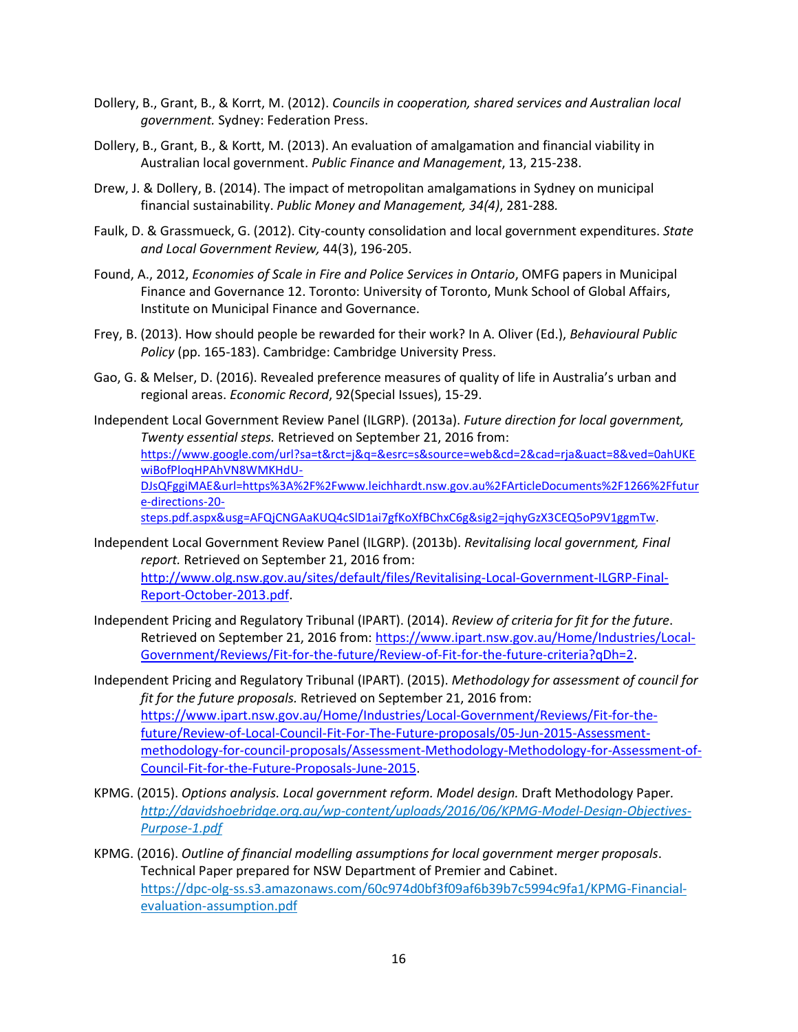Dollery, B., Grant, B., & Korrt, M. (2012). *Councils in cooperation, shared services and Australian local government.* Sydney: Federation Press.

Dollery, B., Grant, B., & Kortt, M. (2013). An evaluation of amalgamation and financial viability in Australian local government. *Public Finance and Management*, 13, 215-238.

Drew, J. & Dollery, B. (2014). The impact of metropolitan amalgamations in Sydney on municipal financial sustainability. *Public Money and Management, 34(4)*, 281-288.

Faulk, D. & Grassmueck, G. (2012). City-county consolidation and local government expenditures. *State and Local Government Review,* 44(3), 196-205.

Found, A., 2012, *Economies of Scale in Fire and Police Services in Ontario*, OMFG papers in Municipal Finance and Governance 12. Toronto: University of Toronto, Munk School of Global Affairs, Institute on Municipal Finance and Governance.

Frey, B. (2013). How should people be rewarded for their work? In A. Oliver (Ed.), *Behavioural Public Policy* (pp. 165-183). Cambridge: Cambridge University Press.

Gao, G. & Melser, D. (2016). Revealed preference measures of quality of life in Australia's urban and regional areas. *Economic Record*, 92(Special Issues), 15-29.

Independent Local Government Review Panel (ILGRP). (2013a). *Future direction for local government, Twenty essential steps.* Retrieved on September 21, 2016 from: https://www.google.com/url?sa=t&rct=j&q=&esrc=s&source=web&cd=2&cad=rja&uact=8&ved=0ahUKEwiBofPloqHPAhVN8WMKHdU-DJsQFggiMAE&url=https%3A%2F%2Fwww.leichhardt.nsw.gov.au%2FArticleDocuments%2F1266%2Ffuture-directions-20-steps.pdf.aspx&usg=AFQjCNGAaKUQ4cSlD1ai7gfKoXfBChxC6g&sig2=jqhyGzX3CEQ5oP9V1ggmTw.

Independent Local Government Review Panel (ILGRP). (2013b). *Revitalising local government, Final report.* Retrieved on September 21, 2016 from: http://www.olg.nsw.gov.au/sites/default/files/Revitalising-Local-Government-ILGRP-Final-Report-October-2013.pdf.

Independent Pricing and Regulatory Tribunal (IPART). (2014). *Review of criteria for fit for the future*. Retrieved on September 21, 2016 from: https://www.ipart.nsw.gov.au/Home/Industries/Local-Government/Reviews/Fit-for-the-future/Review-of-Fit-for-the-future-criteria?qDh=2.

Independent Pricing and Regulatory Tribunal (IPART). (2015). *Methodology for assessment of council for fit for the future proposals.* Retrieved on September 21, 2016 from: https://www.ipart.nsw.gov.au/Home/Industries/Local-Government/Reviews/Fit-for-the-future/Review-of-Local-Council-Fit-For-The-Future-proposals/05-Jun-2015-Assessment-methodology-for-council-proposals/Assessment-Methodology-Methodology-for-Assessment-of-Council-Fit-for-the-Future-Proposals-June-2015.

KPMG. (2015). *Options analysis. Local government reform. Model design.* Draft Methodology Paper. *http://davidshoebridge.org.au/wp-content/uploads/2016/06/KPMG-Model-Design-Objectives-Purpose-1.pdf*

KPMG. (2016). *Outline of financial modelling assumptions for local government merger proposals*. Technical Paper prepared for NSW Department of Premier and Cabinet. https://dpc-olg-ss.s3.amazonaws.com/60c974d0bf3f09af6b39b7c5994c9fa1/KPMG-Financial-evaluation-assumption.pdf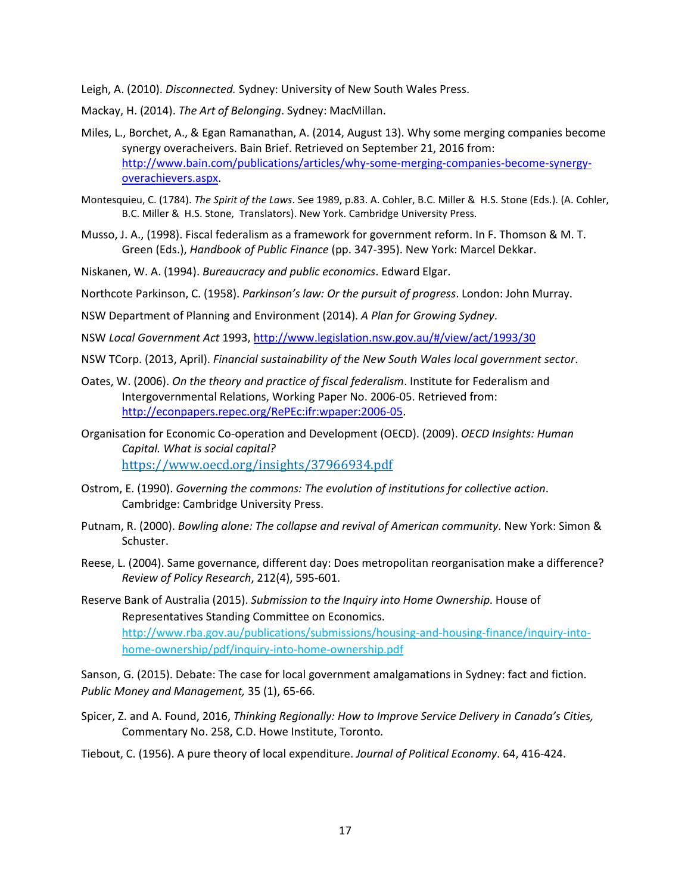Leigh, A. (2010). *Disconnected.* Sydney: University of New South Wales Press.

Mackay, H. (2014). *The Art of Belonging*. Sydney: MacMillan.

Miles, L., Borchet, A., & Egan Ramanathan, A. (2014, August 13). Why some merging companies become synergy overacheivers. Bain Brief. Retrieved on September 21, 2016 from: http://www.bain.com/publications/articles/why-some-merging-companies-become-synergy-overachievers.aspx.

Montesquieu, C. (1784). *The Spirit of the Laws*. See 1989, p.83. A. Cohler, B.C. Miller & H.S. Stone (Eds.). (A. Cohler, B.C. Miller & H.S. Stone, Translators). New York. Cambridge University Press.

Musso, J. A., (1998). Fiscal federalism as a framework for government reform. In F. Thomson & M. T. Green (Eds.), *Handbook of Public Finance* (pp. 347-395). New York: Marcel Dekkar.

Niskanen, W. A. (1994). *Bureaucracy and public economics*. Edward Elgar.

Northcote Parkinson, C. (1958). *Parkinson's law: Or the pursuit of progress*. London: John Murray.

NSW Department of Planning and Environment (2014). *A Plan for Growing Sydney*.

NSW *Local Government Act* 1993, http://www.legislation.nsw.gov.au/#/view/act/1993/30

NSW TCorp. (2013, April). *Financial sustainability of the New South Wales local government sector*.

Oates, W. (2006). *On the theory and practice of fiscal federalism*. Institute for Federalism and Intergovernmental Relations, Working Paper No. 2006-05. Retrieved from: http://econpapers.repec.org/RePEc:ifr:wpaper:2006-05.

Organisation for Economic Co-operation and Development (OECD). (2009). *OECD Insights: Human Capital. What is social capital?* https://www.oecd.org/insights/37966934.pdf

Ostrom, E. (1990). *Governing the commons: The evolution of institutions for collective action*. Cambridge: Cambridge University Press.

Putnam, R. (2000). *Bowling alone: The collapse and revival of American community*. New York: Simon & Schuster.

Reese, L. (2004). Same governance, different day: Does metropolitan reorganisation make a difference? *Review of Policy Research*, 212(4), 595-601.

Reserve Bank of Australia (2015). *Submission to the Inquiry into Home Ownership*. House of Representatives Standing Committee on Economics. http://www.rba.gov.au/publications/submissions/housing-and-housing-finance/inquiry-into-home-ownership/pdf/inquiry-into-home-ownership.pdf

Sanson, G. (2015). Debate: The case for local government amalgamations in Sydney: fact and fiction. *Public Money and Management,* 35 (1), 65-66.

Spicer, Z. and A. Found, 2016, *Thinking Regionally: How to Improve Service Delivery in Canada's Cities,* Commentary No. 258, C.D. Howe Institute, Toronto.

Tiebout, C. (1956). A pure theory of local expenditure. *Journal of Political Economy*. 64, 416-424.